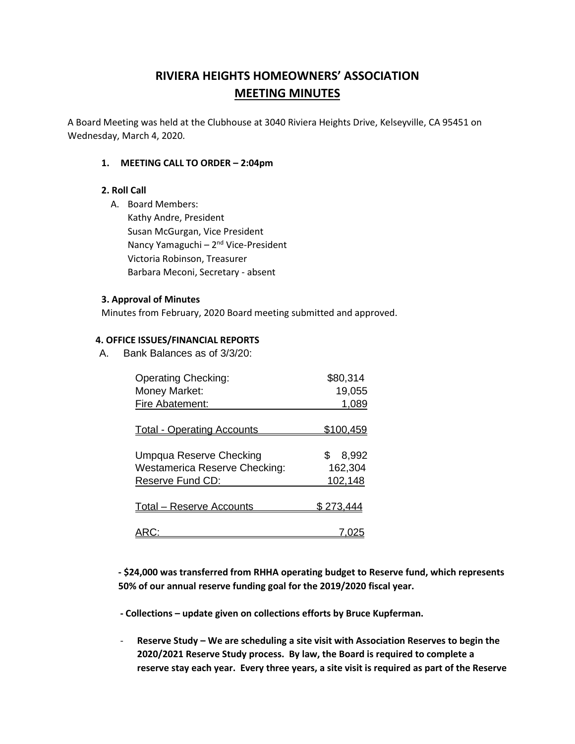# RIVIERA HEIGHTS HOMEOWNERS' ASSOCIATION

## MEETING MINUTES

A Board Meeting was held at the Clubhouse at 3040 Riviera Heights Drive, Kelseyville, CA 95451 on Wednesday, March 4, 2020.

**1. MEETING CALL TO ORDER – 2:04pm**

**2. Roll Call**

A. Board Members:
Kathy Andre, President
Susan McGurgan, Vice President
Nancy Yamaguchi – 2nd Vice-President
Victoria Robinson, Treasurer
Barbara Meconi, Secretary - absent

**3. Approval of Minutes**

Minutes from February, 2020 Board meeting submitted and approved.

**4. OFFICE ISSUES/FINANCIAL REPORTS**

A. Bank Balances as of 3/3/20:

| Account | Balance |
|---|---|
| Operating Checking: | $80,314 |
| Money Market: | 19,055 |
| Fire Abatement: | 1,089 |
| Total - Operating Accounts | $100,459 |
| Umpqua Reserve Checking | $ 8,992 |
| Westamerica Reserve Checking: | 162,304 |
| Reserve Fund CD: | 102,148 |
| Total – Reserve Accounts | $ 273,444 |
| ARC: | 7,025 |

**- $24,000 was transferred from RHHA operating budget to Reserve fund, which represents 50% of our annual reserve funding goal for the 2019/2020 fiscal year.**

**- Collections – update given on collections efforts by Bruce Kupferman.**

- **Reserve Study – We are scheduling a site visit with Association Reserves to begin the 2020/2021 Reserve Study process. By law, the Board is required to complete a reserve stay each year. Every three years, a site visit is required as part of the Reserve**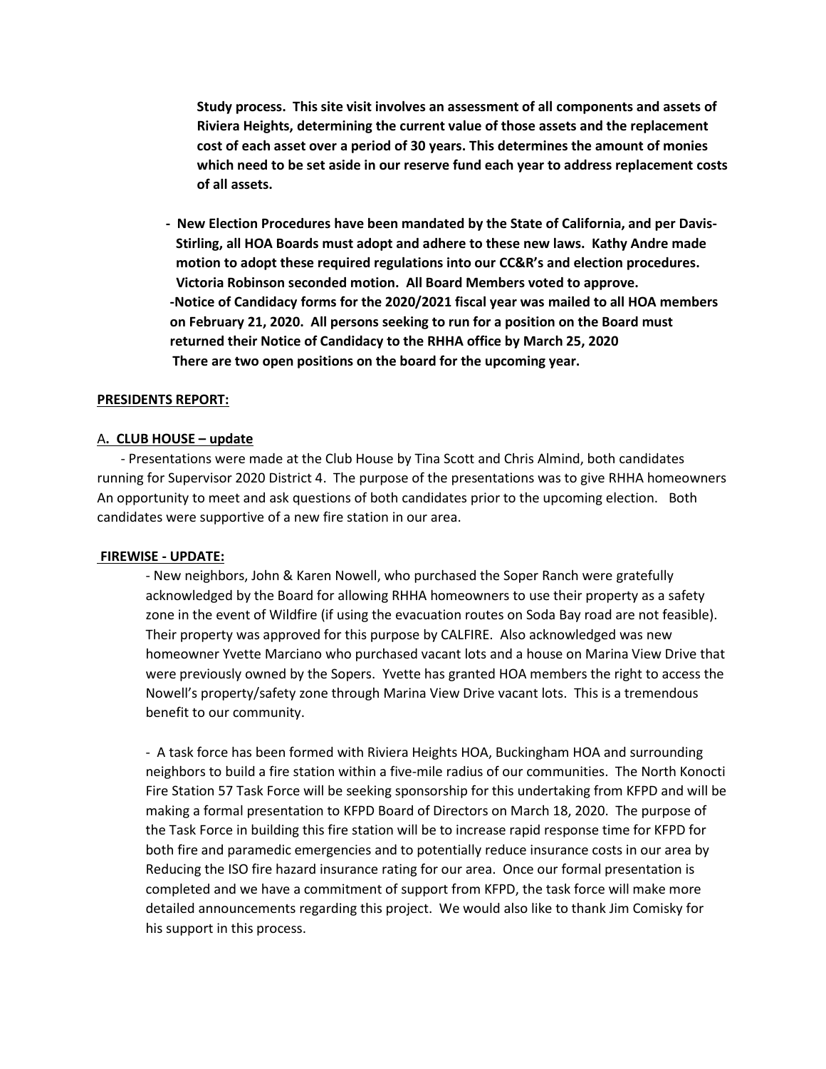**Study process. This site visit involves an assessment of all components and assets of Riviera Heights, determining the current value of those assets and the replacement cost of each asset over a period of 30 years. This determines the amount of monies which need to be set aside in our reserve fund each year to address replacement costs of all assets.**

**- New Election Procedures have been mandated by the State of California, and per Davis-Stirling, all HOA Boards must adopt and adhere to these new laws. Kathy Andre made motion to adopt these required regulations into our CC&R's and election procedures. Victoria Robinson seconded motion. All Board Members voted to approve.**

**-Notice of Candidacy forms for the 2020/2021 fiscal year was mailed to all HOA members on February 21, 2020. All persons seeking to run for a position on the Board must returned their Notice of Candidacy to the RHHA office by March 25, 2020**

**There are two open positions on the board for the upcoming year.**

**PRESIDENTS REPORT:**

A**. CLUB HOUSE – update**

- Presentations were made at the Club House by Tina Scott and Chris Almind, both candidates running for Supervisor 2020 District 4. The purpose of the presentations was to give RHHA homeowners An opportunity to meet and ask questions of both candidates prior to the upcoming election. Both candidates were supportive of a new fire station in our area.

**FIREWISE - UPDATE:**

- New neighbors, John & Karen Nowell, who purchased the Soper Ranch were gratefully acknowledged by the Board for allowing RHHA homeowners to use their property as a safety zone in the event of Wildfire (if using the evacuation routes on Soda Bay road are not feasible). Their property was approved for this purpose by CALFIRE. Also acknowledged was new homeowner Yvette Marciano who purchased vacant lots and a house on Marina View Drive that were previously owned by the Sopers. Yvette has granted HOA members the right to access the Nowell's property/safety zone through Marina View Drive vacant lots. This is a tremendous benefit to our community.

- A task force has been formed with Riviera Heights HOA, Buckingham HOA and surrounding neighbors to build a fire station within a five-mile radius of our communities. The North Konocti Fire Station 57 Task Force will be seeking sponsorship for this undertaking from KFPD and will be making a formal presentation to KFPD Board of Directors on March 18, 2020. The purpose of the Task Force in building this fire station will be to increase rapid response time for KFPD for both fire and paramedic emergencies and to potentially reduce insurance costs in our area by Reducing the ISO fire hazard insurance rating for our area. Once our formal presentation is completed and we have a commitment of support from KFPD, the task force will make more detailed announcements regarding this project. We would also like to thank Jim Comisky for his support in this process.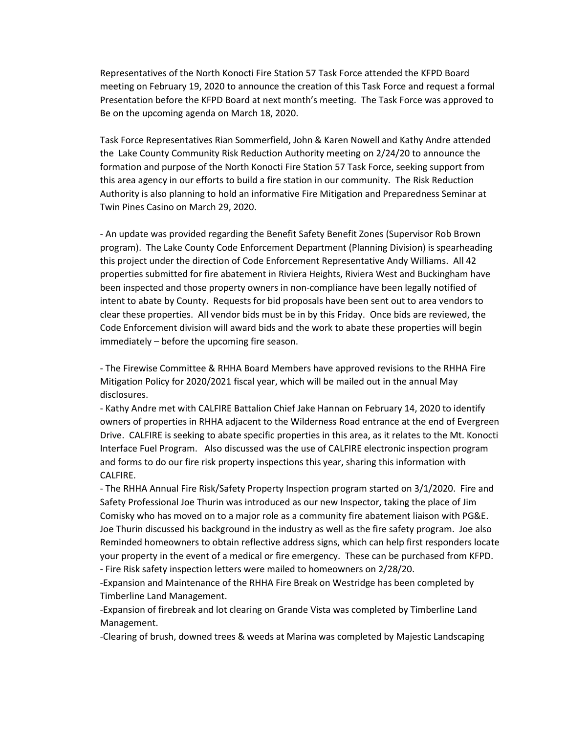Representatives of the North Konocti Fire Station 57 Task Force attended the KFPD Board meeting on February 19, 2020 to announce the creation of this Task Force and request a formal Presentation before the KFPD Board at next month's meeting. The Task Force was approved to Be on the upcoming agenda on March 18, 2020.

Task Force Representatives Rian Sommerfield, John & Karen Nowell and Kathy Andre attended the Lake County Community Risk Reduction Authority meeting on 2/24/20 to announce the formation and purpose of the North Konocti Fire Station 57 Task Force, seeking support from this area agency in our efforts to build a fire station in our community. The Risk Reduction Authority is also planning to hold an informative Fire Mitigation and Preparedness Seminar at Twin Pines Casino on March 29, 2020.

- An update was provided regarding the Benefit Safety Benefit Zones (Supervisor Rob Brown program). The Lake County Code Enforcement Department (Planning Division) is spearheading this project under the direction of Code Enforcement Representative Andy Williams. All 42 properties submitted for fire abatement in Riviera Heights, Riviera West and Buckingham have been inspected and those property owners in non-compliance have been legally notified of intent to abate by County. Requests for bid proposals have been sent out to area vendors to clear these properties. All vendor bids must be in by this Friday. Once bids are reviewed, the Code Enforcement division will award bids and the work to abate these properties will begin immediately – before the upcoming fire season.

- The Firewise Committee & RHHA Board Members have approved revisions to the RHHA Fire Mitigation Policy for 2020/2021 fiscal year, which will be mailed out in the annual May disclosures.
- Kathy Andre met with CALFIRE Battalion Chief Jake Hannan on February 14, 2020 to identify owners of properties in RHHA adjacent to the Wilderness Road entrance at the end of Evergreen Drive. CALFIRE is seeking to abate specific properties in this area, as it relates to the Mt. Konocti Interface Fuel Program. Also discussed was the use of CALFIRE electronic inspection program and forms to do our fire risk property inspections this year, sharing this information with CALFIRE.
- The RHHA Annual Fire Risk/Safety Property Inspection program started on 3/1/2020. Fire and Safety Professional Joe Thurin was introduced as our new Inspector, taking the place of Jim Comisky who has moved on to a major role as a community fire abatement liaison with PG&E. Joe Thurin discussed his background in the industry as well as the fire safety program. Joe also Reminded homeowners to obtain reflective address signs, which can help first responders locate your property in the event of a medical or fire emergency. These can be purchased from KFPD.
- Fire Risk safety inspection letters were mailed to homeowners on 2/28/20.
-Expansion and Maintenance of the RHHA Fire Break on Westridge has been completed by Timberline Land Management.
-Expansion of firebreak and lot clearing on Grande Vista was completed by Timberline Land Management.
-Clearing of brush, downed trees & weeds at Marina was completed by Majestic Landscaping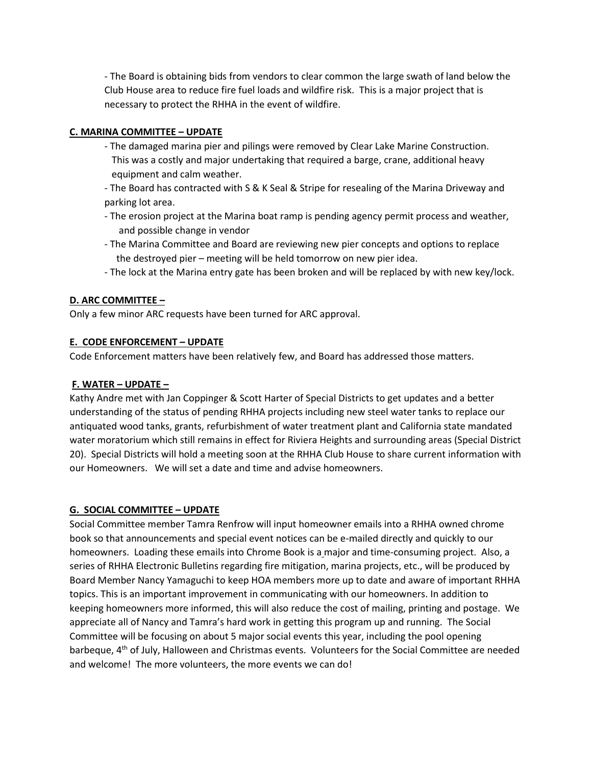- The Board is obtaining bids from vendors to clear common the large swath of land below the Club House area to reduce fire fuel loads and wildfire risk. This is a major project that is necessary to protect the RHHA in the event of wildfire.

**C. MARINA COMMITTEE – UPDATE**

- The damaged marina pier and pilings were removed by Clear Lake Marine Construction. This was a costly and major undertaking that required a barge, crane, additional heavy equipment and calm weather.
- The Board has contracted with S & K Seal & Stripe for resealing of the Marina Driveway and parking lot area.
- The erosion project at the Marina boat ramp is pending agency permit process and weather, and possible change in vendor
- The Marina Committee and Board are reviewing new pier concepts and options to replace the destroyed pier – meeting will be held tomorrow on new pier idea.
- The lock at the Marina entry gate has been broken and will be replaced by with new key/lock.

**D. ARC COMMITTEE –**

Only a few minor ARC requests have been turned for ARC approval.

**E. CODE ENFORCEMENT – UPDATE**

Code Enforcement matters have been relatively few, and Board has addressed those matters.

**F. WATER – UPDATE –**

Kathy Andre met with Jan Coppinger & Scott Harter of Special Districts to get updates and a better understanding of the status of pending RHHA projects including new steel water tanks to replace our antiquated wood tanks, grants, refurbishment of water treatment plant and California state mandated water moratorium which still remains in effect for Riviera Heights and surrounding areas (Special District 20). Special Districts will hold a meeting soon at the RHHA Club House to share current information with our Homeowners. We will set a date and time and advise homeowners.

**G. SOCIAL COMMITTEE – UPDATE**

Social Committee member Tamra Renfrow will input homeowner emails into a RHHA owned chrome book so that announcements and special event notices can be e-mailed directly and quickly to our homeowners. Loading these emails into Chrome Book is a major and time-consuming project. Also, a series of RHHA Electronic Bulletins regarding fire mitigation, marina projects, etc., will be produced by Board Member Nancy Yamaguchi to keep HOA members more up to date and aware of important RHHA topics. This is an important improvement in communicating with our homeowners. In addition to keeping homeowners more informed, this will also reduce the cost of mailing, printing and postage. We appreciate all of Nancy and Tamra's hard work in getting this program up and running. The Social Committee will be focusing on about 5 major social events this year, including the pool opening barbeque, 4th of July, Halloween and Christmas events. Volunteers for the Social Committee are needed and welcome! The more volunteers, the more events we can do!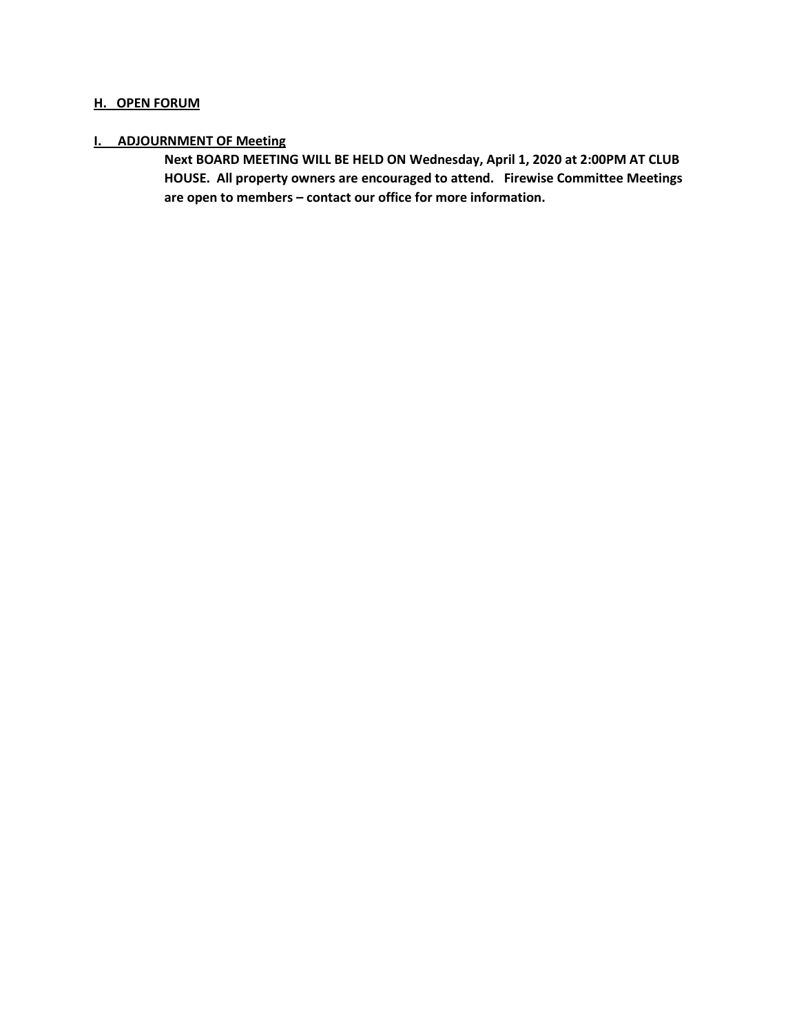**H. OPEN FORUM**

**I. ADJOURNMENT OF Meeting**

**Next BOARD MEETING WILL BE HELD ON Wednesday, April 1, 2020 at 2:00PM AT CLUB HOUSE. All property owners are encouraged to attend. Firewise Committee Meetings are open to members – contact our office for more information.**